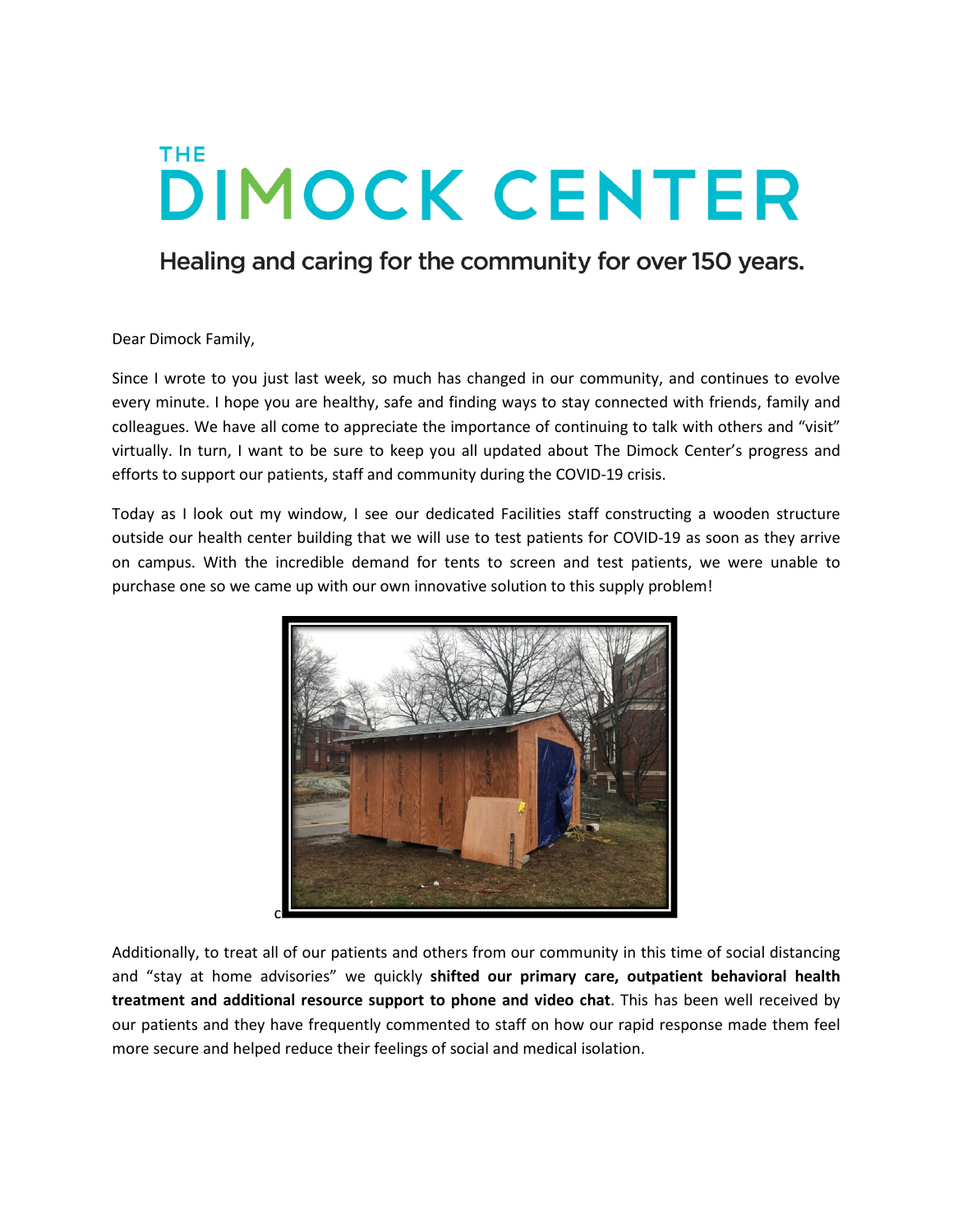# THE DIMOCK CENTER

## Healing and caring for the community for over 150 years.

Dear Dimock Family,

Since I wrote to you just last week, so much has changed in our community, and continues to evolve every minute. I hope you are healthy, safe and finding ways to stay connected with friends, family and colleagues. We have all come to appreciate the importance of continuing to talk with others and "visit" virtually. In turn, I want to be sure to keep you all updated about The Dimock Center's progress and efforts to support our patients, staff and community during the COVID-19 crisis.

Today as I look out my window, I see our dedicated Facilities staff constructing a wooden structure outside our health center building that we will use to test patients for COVID-19 as soon as they arrive on campus. With the incredible demand for tents to screen and test patients, we were unable to purchase one so we came up with our own innovative solution to this supply problem!

c

Additionally, to treat all of our patients and others from our community in this time of social distancing and "stay at home advisories" we quickly **shifted our primary care, outpatient behavioral health treatment and additional resource support to phone and video chat**. This has been well received by our patients and they have frequently commented to staff on how our rapid response made them feel more secure and helped reduce their feelings of social and medical isolation.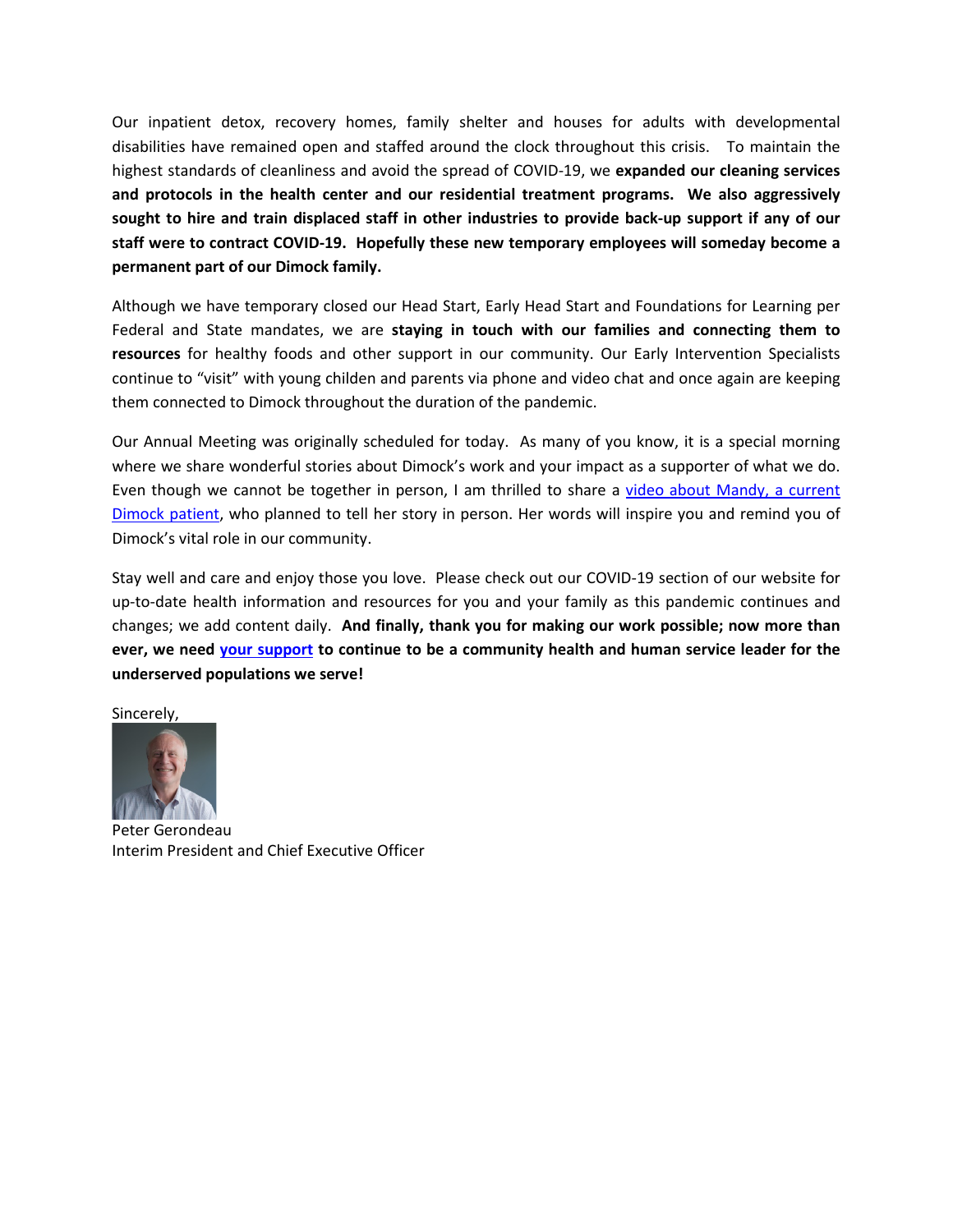Our inpatient detox, recovery homes, family shelter and houses for adults with developmental disabilities have remained open and staffed around the clock throughout this crisis. To maintain the highest standards of cleanliness and avoid the spread of COVID-19, we **expanded our cleaning services and protocols in the health center and our residential treatment programs. We also aggressively sought to hire and train displaced staff in other industries to provide back-up support if any of our staff were to contract COVID-19. Hopefully these new temporary employees will someday become a permanent part of our Dimock family.**

Although we have temporary closed our Head Start, Early Head Start and Foundations for Learning per Federal and State mandates, we are **staying in touch with our families and connecting them to resources** for healthy foods and other support in our community. Our Early Intervention Specialists continue to "visit" with young childen and parents via phone and video chat and once again are keeping them connected to Dimock throughout the duration of the pandemic.

Our Annual Meeting was originally scheduled for today. As many of you know, it is a special morning where we share wonderful stories about Dimock's work and your impact as a supporter of what we do. Even though we cannot be together in person, I am thrilled to share a video about Mandy, a current Dimock patient, who planned to tell her story in person. Her words will inspire you and remind you of Dimock's vital role in our community.

Stay well and care and enjoy those you love. Please check out our COVID-19 section of our website for up-to-date health information and resources for you and your family as this pandemic continues and changes; we add content daily. **And finally, thank you for making our work possible; now more than ever, we need your support to continue to be a community health and human service leader for the underserved populations we serve!**

Sincerely,

Peter Gerondeau
Interim President and Chief Executive Officer